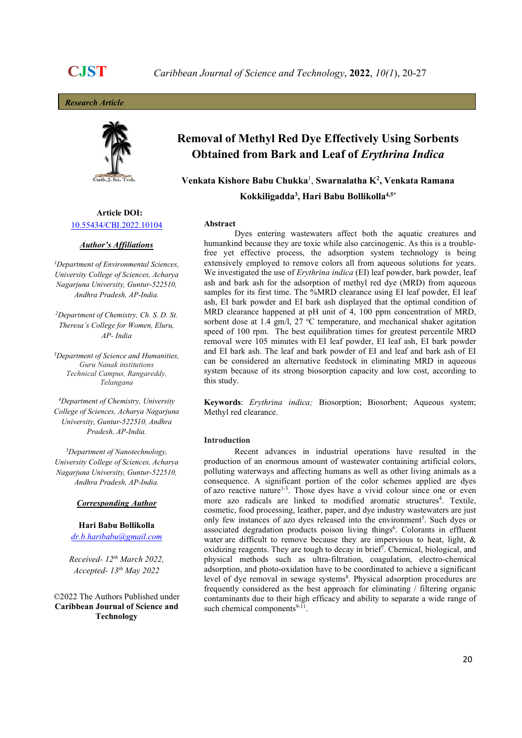Research Article

# Removal of Methyl Red Dye Effectively Using Sorbents Obtained from Bark and Leaf of *Erythrina Indica*

**Venkata Kishore Babu Chukka**[1], **Swarnalatha K**[2], **Venkata Ramana Kokkiligadda**[3], **Hari Babu Bollikolla**[4,5*]

**Article DOI:** 10.55434/CBI.2022.10104

***Author's Affiliations***

[1]*Department of Environmental Sciences, University College of Sciences, Acharya Nagarjuna University, Guntur-522510, Andhra Pradesh, AP-India.*

[2]*Department of Chemistry, Ch. S. D. St. Theresa's College for Women, Eluru, AP- India*

[3]*Department of Science and Humanities, Guru Nanak institutions Technical Campus, Rangareddy, Telangana*

[4]*Department of Chemistry, University College of Sciences, Acharya Nagarjuna University, Guntur-522510, Andhra Pradesh, AP-India.*

[5]*Department of Nanotechnology, University College of Sciences, Acharya Nagarjuna University, Guntur-522510, Andhra Pradesh, AP-India.*

***Corresponding Author***

**Hari Babu Bollikolla**
dr.b.haribabu@gmail.com

*Received- 12th March 2022, Accepted- 13th May 2022*

©2022 The Authors Published under **Caribbean Journal of Science and Technology**

## Abstract

Dyes entering wastewaters affect both the aquatic creatures and humankind because they are toxic while also carcinogenic. As this is a trouble-free yet effective process, the adsorption system technology is being extensively employed to remove colors all from aqueous solutions for years. We investigated the use of *Erythrina indica* (EI) leaf powder, bark powder, leaf ash and bark ash for the adsorption of methyl red dye (MRD) from aqueous samples for its first time. The %MRD clearance using EI leaf powder, EI leaf ash, EI bark powder and EI bark ash displayed that the optimal condition of MRD clearance happened at pH unit of 4, 100 ppm concentration of MRD, sorbent dose at 1.4 gm/l, 27 ºC temperature, and mechanical shaker agitation speed of 100 rpm. The best equilibration times for greatest percentile MRD removal were 105 minutes with EI leaf powder, EI leaf ash, EI bark powder and EI bark ash. The leaf and bark powder of EI and leaf and bark ash of EI can be considered an alternative feedstock in eliminating MRD in aqueous system because of its strong biosorption capacity and low cost, according to this study.

**Keywords**: *Erythrina indica;* Biosorption; Biosorbent; Aqueous system; Methyl red clearance.

## Introduction

Recent advances in industrial operations have resulted in the production of an enormous amount of wastewater containing artificial colors, polluting waterways and affecting humans as well as other living animals as a consequence. A significant portion of the color schemes applied are dyes of azo reactive nature[1-3]. Those dyes have a vivid colour since one or even more azo radicals are linked to modified aromatic structures[4]. Textile, cosmetic, food processing, leather, paper, and dye industry wastewaters are just only few instances of azo dyes released into the environment[5]. Such dyes or associated degradation products poison living things[6]. Colorants in effluent water are difficult to remove because they are impervious to heat, light, & oxidizing reagents. They are tough to decay in brief[7]. Chemical, biological, and physical methods such as ultra-filtration, coagulation, electro-chemical adsorption, and photo-oxidation have to be coordinated to achieve a significant level of dye removal in sewage systems[8]. Physical adsorption procedures are frequently considered as the best approach for eliminating / filtering organic contaminants due to their high efficacy and ability to separate a wide range of such chemical components[9-11].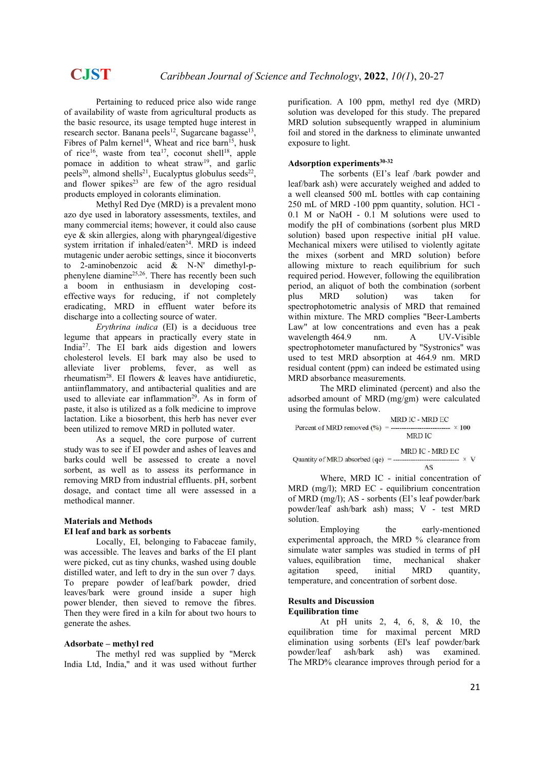Pertaining to reduced price also wide range of availability of waste from agricultural products as the basic resource, its usage tempted huge interest in research sector. Banana peels[12], Sugarcane bagasse[13], Fibres of Palm kernel[14], Wheat and rice barn[15], husk of rice[16], waste from tea[17], coconut shell[18], apple pomace in addition to wheat straw[19], and garlic peels[20], almond shells[21], Eucalyptus globulus seeds[22], and flower spikes[23] are few of the agro residual products employed in colorants elimination.

Methyl Red Dye (MRD) is a prevalent mono azo dye used in laboratory assessments, textiles, and many commercial items; however, it could also cause eye & skin allergies, along with pharyngeal/digestive system irritation if inhaled/eaten[24]. MRD is indeed mutagenic under aerobic settings, since it bioconverts to 2-aminobenzoic acid & N-N' dimethyl-p-phenylene diamine[25,26]. There has recently been such a boom in enthusiasm in developing cost-effective ways for reducing, if not completely eradicating, MRD in effluent water before its discharge into a collecting source of water.

*Erythrina indica* (EI) is a deciduous tree legume that appears in practically every state in India[27]. The EI bark aids digestion and lowers cholesterol levels. EI bark may also be used to alleviate liver problems, fever, as well as rheumatism[28]. EI flowers & leaves have antidiuretic, antiinflammatory, and antibacterial qualities and are used to alleviate ear inflammation[29]. As in form of paste, it also is utilized as a folk medicine to improve lactation. Like a biosorbent, this herb has never ever been utilized to remove MRD in polluted water.

As a sequel, the core purpose of current study was to see if EI powder and ashes of leaves and barks could well be assessed to create a novel sorbent, as well as to assess its performance in removing MRD from industrial effluents. pH, sorbent dosage, and contact time all were assessed in a methodical manner.

## Materials and Methods

### EI leaf and bark as sorbents

Locally, EI, belonging to Fabaceae family, was accessible. The leaves and barks of the EI plant were picked, cut as tiny chunks, washed using double distilled water, and left to dry in the sun over 7 days. To prepare powder of leaf/bark powder, dried leaves/bark were ground inside a super high power blender, then sieved to remove the fibres. Then they were fired in a kiln for about two hours to generate the ashes.

### Adsorbate – methyl red

The methyl red was supplied by "Merck India Ltd, India," and it was used without further purification. A 100 ppm, methyl red dye (MRD) solution was developed for this study. The prepared MRD solution subsequently wrapped in aluminium foil and stored in the darkness to eliminate unwanted exposure to light.

### Adsorption experiments[30-32]

The sorbents (EI's leaf /bark powder and leaf/bark ash) were accurately weighed and added to a well cleansed 500 mL bottles with cap containing 250 mL of MRD -100 ppm quantity, solution. HCl - 0.1 M or NaOH - 0.1 M solutions were used to modify the pH of combinations (sorbent plus MRD solution) based upon respective initial pH value. Mechanical mixers were utilised to violently agitate the mixes (sorbent and MRD solution) before allowing mixture to reach equilibrium for such required period. However, following the equilibration period, an aliquot of both the combination (sorbent plus MRD solution) was taken for spectrophotometric analysis of MRD that remained within mixture. The MRD complies "Beer-Lamberts Law" at low concentrations and even has a peak wavelength 464.9 nm. A UV-Visible spectrophotometer manufactured by "Systronics" was used to test MRD absorption at 464.9 nm. MRD residual content (ppm) can indeed be estimated using MRD absorbance measurements.

The MRD eliminated (percent) and also the adsorbed amount of MRD (mg/gm) were calculated using the formulas below.

$$\text{Percent of MRD removed (\%)} = \frac{\text{MRD IC} - \text{MRD EC}}{\text{MRD IC}} \times 100$$

$$\text{Quantity of MRD absorbed (qe)} = \frac{\text{MRD IC} - \text{MRD EC}}{\text{AS}} \times V$$

Where, MRD IC - initial concentration of MRD (mg/l); MRD EC - equilibrium concentration of MRD (mg/l); AS - sorbents (EI's leaf powder/bark powder/leaf ash/bark ash) mass; V - test MRD solution.

Employing the early-mentioned experimental approach, the MRD % clearance from simulate water samples was studied in terms of pH values, equilibration time, mechanical shaker agitation speed, initial MRD quantity, temperature, and concentration of sorbent dose.

## Results and Discussion

### Equilibration time

At pH units 2, 4, 6, 8, & 10, the equilibration time for maximal percent MRD elimination using sorbents (EI's leaf powder/bark powder/leaf ash/bark ash) was examined. The MRD% clearance improves through period for a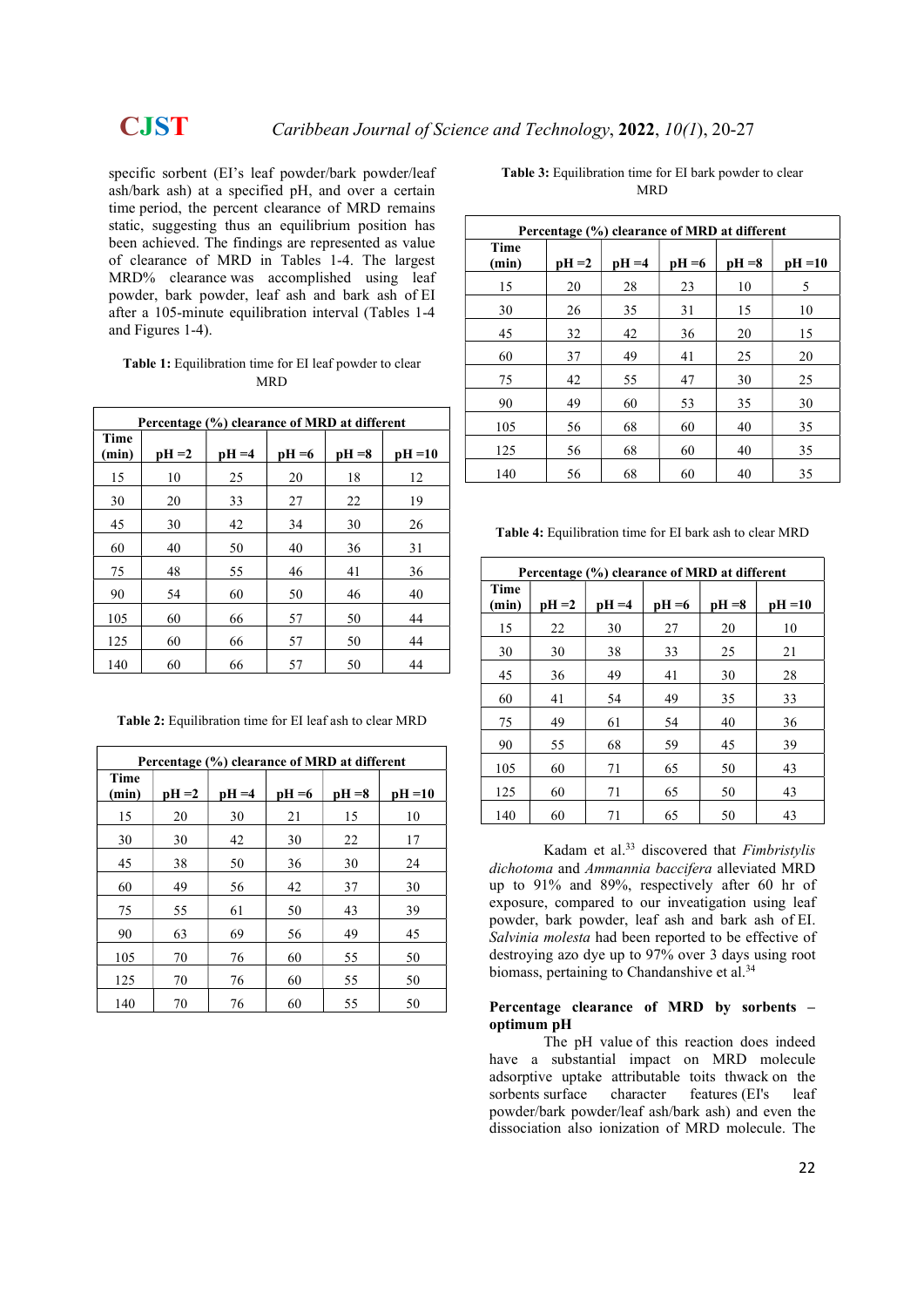specific sorbent (EI's leaf powder/bark powder/leaf ash/bark ash) at a specified pH, and over a certain time period, the percent clearance of MRD remains static, suggesting thus an equilibrium position has been achieved. The findings are represented as value of clearance of MRD in Tables 1-4. The largest MRD% clearance was accomplished using leaf powder, bark powder, leaf ash and bark ash of EI after a 105-minute equilibration interval (Tables 1-4 and Figures 1-4).

**Table 1:** Equilibration time for EI leaf powder to clear MRD

| Time (min) | Percentage (%) clearance of MRD at different pH =2 | pH =4 | pH =6 | pH =8 | pH =10 |
|---|---|---|---|---|---|
| 15 | 10 | 25 | 20 | 18 | 12 |
| 30 | 20 | 33 | 27 | 22 | 19 |
| 45 | 30 | 42 | 34 | 30 | 26 |
| 60 | 40 | 50 | 40 | 36 | 31 |
| 75 | 48 | 55 | 46 | 41 | 36 |
| 90 | 54 | 60 | 50 | 46 | 40 |
| 105 | 60 | 66 | 57 | 50 | 44 |
| 125 | 60 | 66 | 57 | 50 | 44 |
| 140 | 60 | 66 | 57 | 50 | 44 |

**Table 2:** Equilibration time for EI leaf ash to clear MRD

| Time (min) | Percentage (%) clearance of MRD at different pH =2 | pH =4 | pH =6 | pH =8 | pH =10 |
|---|---|---|---|---|---|
| 15 | 20 | 30 | 21 | 15 | 10 |
| 30 | 30 | 42 | 30 | 22 | 17 |
| 45 | 38 | 50 | 36 | 30 | 24 |
| 60 | 49 | 56 | 42 | 37 | 30 |
| 75 | 55 | 61 | 50 | 43 | 39 |
| 90 | 63 | 69 | 56 | 49 | 45 |
| 105 | 70 | 76 | 60 | 55 | 50 |
| 125 | 70 | 76 | 60 | 55 | 50 |
| 140 | 70 | 76 | 60 | 55 | 50 |

**Table 3:** Equilibration time for EI bark powder to clear MRD

| Time (min) | Percentage (%) clearance of MRD at different pH =2 | pH =4 | pH =6 | pH =8 | pH =10 |
|---|---|---|---|---|---|
| 15 | 20 | 28 | 23 | 10 | 5 |
| 30 | 26 | 35 | 31 | 15 | 10 |
| 45 | 32 | 42 | 36 | 20 | 15 |
| 60 | 37 | 49 | 41 | 25 | 20 |
| 75 | 42 | 55 | 47 | 30 | 25 |
| 90 | 49 | 60 | 53 | 35 | 30 |
| 105 | 56 | 68 | 60 | 40 | 35 |
| 125 | 56 | 68 | 60 | 40 | 35 |
| 140 | 56 | 68 | 60 | 40 | 35 |

**Table 4:** Equilibration time for EI bark ash to clear MRD

| Time (min) | Percentage (%) clearance of MRD at different pH =2 | pH =4 | pH =6 | pH =8 | pH =10 |
|---|---|---|---|---|---|
| 15 | 22 | 30 | 27 | 20 | 10 |
| 30 | 30 | 38 | 33 | 25 | 21 |
| 45 | 36 | 49 | 41 | 30 | 28 |
| 60 | 41 | 54 | 49 | 35 | 33 |
| 75 | 49 | 61 | 54 | 40 | 36 |
| 90 | 55 | 68 | 59 | 45 | 39 |
| 105 | 60 | 71 | 65 | 50 | 43 |
| 125 | 60 | 71 | 65 | 50 | 43 |
| 140 | 60 | 71 | 65 | 50 | 43 |

Kadam et al.[33] discovered that *Fimbristylis dichotoma* and *Ammannia baccifera* alleviated MRD up to 91% and 89%, respectively after 60 hr of exposure, compared to our inveatigation using leaf powder, bark powder, leaf ash and bark ash of EI. *Salvinia molesta* had been reported to be effective of destroying azo dye up to 97% over 3 days using root biomass, pertaining to Chandanshive et al.[34]

**Percentage clearance of MRD by sorbents – optimum pH**

The pH value of this reaction does indeed have a substantial impact on MRD molecule adsorptive uptake attributable toits thwack on the sorbents surface character features (EI's leaf powder/bark powder/leaf ash/bark ash) and even the dissociation also ionization of MRD molecule. The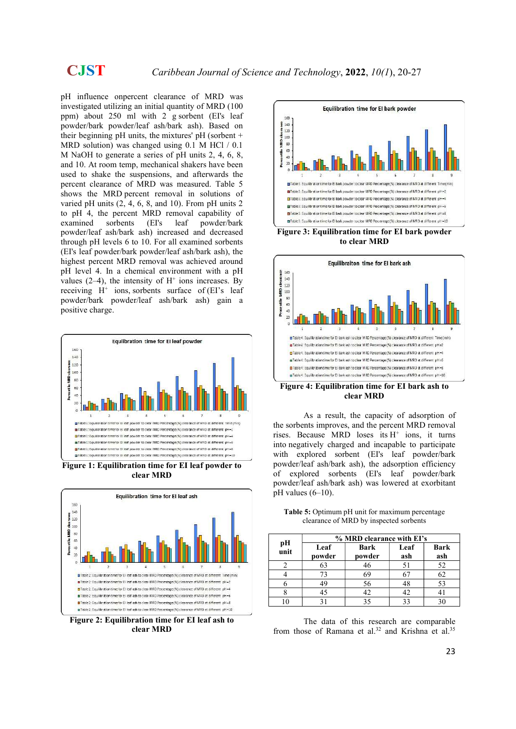pH influence onpercent clearance of MRD was investigated utilizing an initial quantity of MRD (100 ppm) about 250 ml with 2 g sorbent (EI's leaf powder/bark powder/leaf ash/bark ash). Based on their beginning pH units, the mixtures' pH (sorbent + MRD solution) was changed using 0.1 M HCl / 0.1 M NaOH to generate a series of pH units 2, 4, 6, 8, and 10. At room temp, mechanical shakers have been used to shake the suspensions, and afterwards the percent clearance of MRD was measured. Table 5 shows the MRD percent removal in solutions of varied pH units (2, 4, 6, 8, and 10). From pH units 2 to pH 4, the percent MRD removal capability of examined sorbents (EI's leaf powder/bark powder/leaf ash/bark ash) increased and decreased through pH levels 6 to 10. For all examined sorbents (EI's leaf powder/bark powder/leaf ash/bark ash), the highest percent MRD removal was achieved around pH level 4. In a chemical environment with a pH values (2–4), the intensity of $H^+$ ions increases. By receiving $H^+$ ions, sorbents surface of (EI's leaf powder/bark powder/leaf ash/bark ash) gain a positive charge.

**Figure 1: Equilibration time for EI leaf powder to clear MRD**

**Figure 2: Equilibration time for EI leaf ash to clear MRD**

**Figure 3: Equilibration time for EI bark powder to clear MRD**

**Figure 4: Equilibration time for EI bark ash to clear MRD**

As a result, the capacity of adsorption of the sorbents improves, and the percent MRD removal rises. Because MRD loses its $H^+$ ions, it turns into negatively charged and incapable to participate with explored sorbent (EI's leaf powder/bark powder/leaf ash/bark ash), the adsorption efficiency of explored sorbents (EI's leaf powder/bark powder/leaf ash/bark ash) was lowered at exorbitant pH values (6–10).

**Table 5:** Optimum pH unit for maximum percentage clearance of MRD by inspected sorbents

| pH unit | % MRD clearance with EI's | | | |
|---|---|---|---|---|
| | Leaf powder | Bark powder | Leaf ash | Bark ash |
| 2 | 63 | 46 | 51 | 52 |
| 4 | 73 | 69 | 67 | 62 |
| 6 | 49 | 56 | 48 | 53 |
| 8 | 45 | 42 | 42 | 41 |
| 10 | 31 | 35 | 33 | 30 |

The data of this research are comparable from those of Ramana et al.[32] and Krishna et al.[35]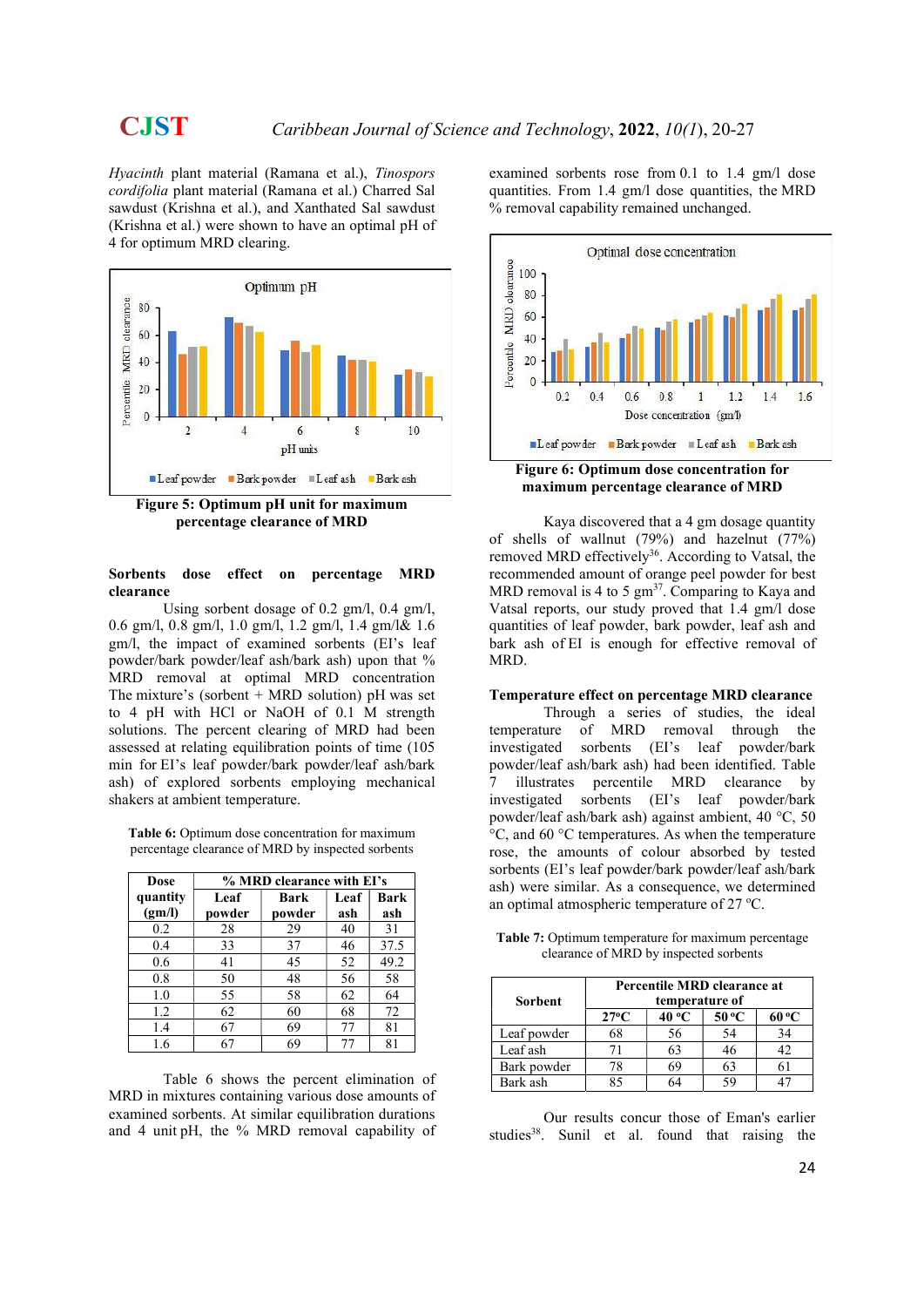*Hyacinth* plant material (Ramana et al.), *Tinospors cordifolia* plant material (Ramana et al.) Charred Sal sawdust (Krishna et al.), and Xanthated Sal sawdust (Krishna et al.) were shown to have an optimal pH of 4 for optimum MRD clearing.

**Figure 5: Optimum pH unit for maximum percentage clearance of MRD**

### Sorbents dose effect on percentage MRD clearance

Using sorbent dosage of 0.2 gm/l, 0.4 gm/l, 0.6 gm/l, 0.8 gm/l, 1.0 gm/l, 1.2 gm/l, 1.4 gm/l& 1.6 gm/l, the impact of examined sorbents (EI's leaf powder/bark powder/leaf ash/bark ash) upon that % MRD removal at optimal MRD concentration The mixture's (sorbent + MRD solution) pH was set to 4 pH with HCl or NaOH of 0.1 M strength solutions. The percent clearing of MRD had been assessed at relating equilibration points of time (105 min for EI's leaf powder/bark powder/leaf ash/bark ash) of explored sorbents employing mechanical shakers at ambient temperature.

**Table 6:** Optimum dose concentration for maximum percentage clearance of MRD by inspected sorbents

| Dose quantity (gm/l) | % MRD clearance with EI's | | | |
|---|---|---|---|---|
| | Leaf powder | Bark powder | Leaf ash | Bark ash |
| 0.2 | 28 | 29 | 40 | 31 |
| 0.4 | 33 | 37 | 46 | 37.5 |
| 0.6 | 41 | 45 | 52 | 49.2 |
| 0.8 | 50 | 48 | 56 | 58 |
| 1.0 | 55 | 58 | 62 | 64 |
| 1.2 | 62 | 60 | 68 | 72 |
| 1.4 | 67 | 69 | 77 | 81 |
| 1.6 | 67 | 69 | 77 | 81 |

Table 6 shows the percent elimination of MRD in mixtures containing various dose amounts of examined sorbents. At similar equilibration durations and 4 unit pH, the % MRD removal capability of examined sorbents rose from 0.1 to 1.4 gm/l dose quantities. From 1.4 gm/l dose quantities, the MRD % removal capability remained unchanged.

**Figure 6: Optimum dose concentration for maximum percentage clearance of MRD**

Kaya discovered that a 4 gm dosage quantity of shells of wallnut (79%) and hazelnut (77%) removed MRD effectively[36]. According to Vatsal, the recommended amount of orange peel powder for best MRD removal is 4 to 5 gm[37]. Comparing to Kaya and Vatsal reports, our study proved that 1.4 gm/l dose quantities of leaf powder, bark powder, leaf ash and bark ash of EI is enough for effective removal of MRD.

### Temperature effect on percentage MRD clearance

Through a series of studies, the ideal temperature of MRD removal through the investigated sorbents (EI's leaf powder/bark powder/leaf ash/bark ash) had been identified. Table 7 illustrates percentile MRD clearance by investigated sorbents (EI's leaf powder/bark powder/leaf ash/bark ash) against ambient, 40 °C, 50 °C, and 60 °C temperatures. As when the temperature rose, the amounts of colour absorbed by tested sorbents (EI's leaf powder/bark powder/leaf ash/bark ash) were similar. As a consequence, we determined an optimal atmospheric temperature of 27 °C.

**Table 7:** Optimum temperature for maximum percentage clearance of MRD by inspected sorbents

| Sorbent | Percentile MRD clearance at temperature of | | | |
|---|---|---|---|---|
| | 27°C | 40 °C | 50 °C | 60 °C |
| Leaf powder | 68 | 56 | 54 | 34 |
| Leaf ash | 71 | 63 | 46 | 42 |
| Bark powder | 78 | 69 | 63 | 61 |
| Bark ash | 85 | 64 | 59 | 47 |

Our results concur those of Eman's earlier studies[38]. Sunil et al. found that raising the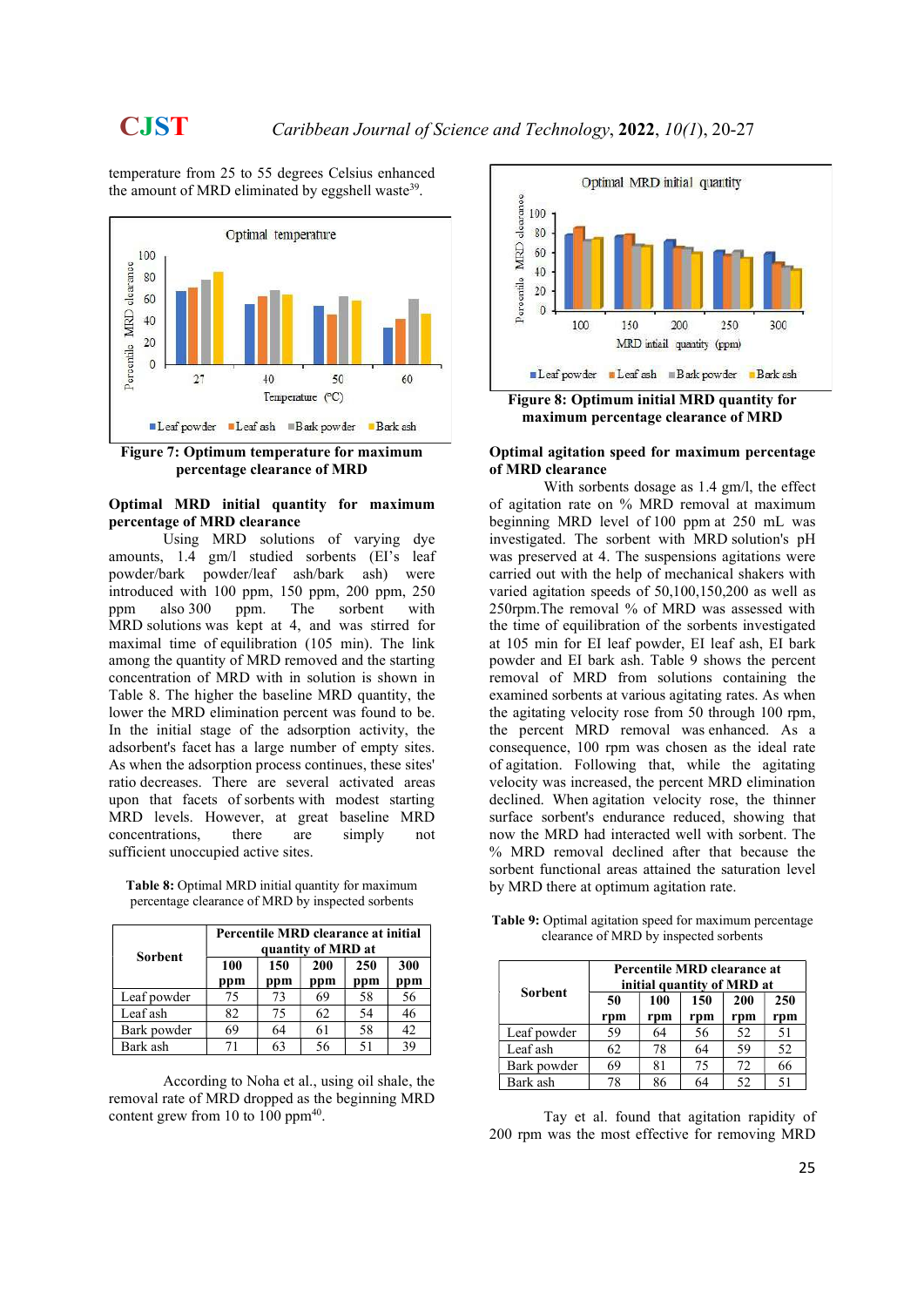temperature from 25 to 55 degrees Celsius enhanced the amount of MRD eliminated by eggshell waste[39].

**Figure 7: Optimum temperature for maximum percentage clearance of MRD**

### Optimal MRD initial quantity for maximum percentage of MRD clearance

Using MRD solutions of varying dye amounts, 1.4 gm/l studied sorbents (EI's leaf powder/bark powder/leaf ash/bark ash) were introduced with 100 ppm, 200 ppm, 150 ppm, 200 ppm, 250 ppm also 300 ppm. The sorbent with MRD solutions was kept at 4, and was stirred for maximal time of equilibration (105 min). The link among the quantity of MRD removed and the starting concentration of MRD with in solution is shown in Table 8. The higher the baseline MRD quantity, the lower the MRD elimination percent was found to be. In the initial stage of the adsorption activity, the adsorbent's facet has a large number of empty sites. As when the adsorption process continues, these sites' ratio decreases. There are several activated areas upon that facets of sorbents with modest starting MRD levels. However, at great baseline MRD concentrations, there are simply not sufficient unoccupied active sites.

**Table 8:** Optimal MRD initial quantity for maximum percentage clearance of MRD by inspected sorbents

| Sorbent | Percentile MRD clearance at initial quantity of MRD at | | | | |
|---|---|---|---|---|---|
| | 100 ppm | 150 ppm | 200 ppm | 250 ppm | 300 ppm |
| Leaf powder | 75 | 73 | 69 | 58 | 56 |
| Leaf ash | 82 | 75 | 62 | 54 | 46 |
| Bark powder | 69 | 64 | 61 | 58 | 42 |
| Bark ash | 71 | 63 | 56 | 51 | 39 |

According to Noha et al., using oil shale, the removal rate of MRD dropped as the beginning MRD content grew from 10 to 100 ppm[40].

**Figure 8: Optimum initial MRD quantity for maximum percentage clearance of MRD**

### Optimal agitation speed for maximum percentage of MRD clearance

With sorbents dosage as 1.4 gm/l, the effect of agitation rate on % MRD removal at maximum beginning MRD level of 100 ppm at 250 mL was investigated. The sorbent with MRD solution's pH was preserved at 4. The suspensions agitations were carried out with the help of mechanical shakers with varied agitation speeds of 50,100,150,200 as well as 250rpm.The removal % of MRD was assessed with the time of equilibration of the sorbents investigated at 105 min for EI leaf powder, EI leaf ash, EI bark powder and EI bark ash. Table 9 shows the percent removal of MRD from solutions containing the examined sorbents at various agitating rates. As when the agitating velocity rose from 50 through 100 rpm, the percent MRD removal was enhanced. As a consequence, 100 rpm was chosen as the ideal rate of agitation. Following that, while the agitating velocity was increased, the percent MRD elimination declined. When agitation velocity rose, the thinner surface sorbent's endurance reduced, showing that now the MRD had interacted well with sorbent. The % MRD removal declined after that because the sorbent functional areas attained the saturation level by MRD there at optimum agitation rate.

**Table 9:** Optimal agitation speed for maximum percentage clearance of MRD by inspected sorbents

| Sorbent | Percentile MRD clearance at initial quantity of MRD at | | | | |
|---|---|---|---|---|---|
| | 50 rpm | 100 rpm | 150 rpm | 200 rpm | 250 rpm |
| Leaf powder | 59 | 64 | 56 | 52 | 51 |
| Leaf ash | 62 | 78 | 64 | 59 | 52 |
| Bark powder | 69 | 81 | 75 | 72 | 66 |
| Bark ash | 78 | 86 | 64 | 52 | 51 |

Tay et al. found that agitation rapidity of 200 rpm was the most effective for removing MRD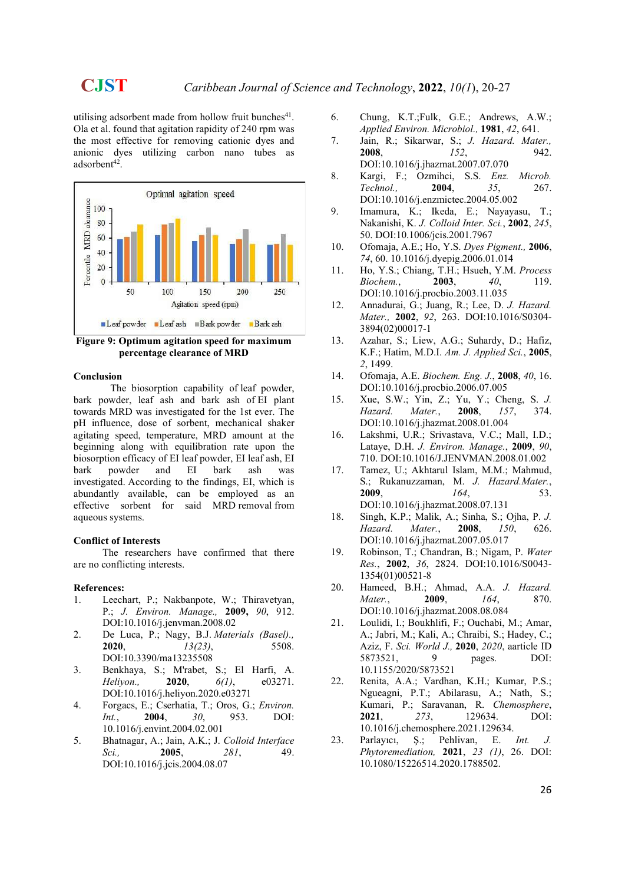utilising adsorbent made from hollow fruit bunches[41]. Ola et al. found that agitation rapidity of 240 rpm was the most effective for removing cationic dyes and anionic dyes utilizing carbon nano tubes as adsorbent[42].

**Figure 9: Optimum agitation speed for maximum percentage clearance of MRD**

## Conclusion

The biosorption capability of leaf powder, bark powder, leaf ash and bark ash of EI plant towards MRD was investigated for the 1st ever. The pH influence, dose of sorbent, mechanical shaker agitating speed, temperature, MRD amount at the beginning along with equilibration rate upon the biosorption efficacy of EI leaf powder, EI leaf ash, EI bark powder and EI bark ash was investigated. According to the findings, EI, which is abundantly available, can be employed as an effective sorbent for said MRD removal from aqueous systems.

## Conflict of Interests

The researchers have confirmed that there are no conflicting interests.

## References:

1. Leechart, P.; Nakbanpote, W.; Thiravetyan, P.; *J. Environ. Manage.,* **2009,** *90*, 912. DOI:10.1016/j.jenvman.2008.02
2. De Luca, P.; Nagy, B.J. *Materials (Basel).,* **2020**, *13(23)*, 5508. DOI:10.3390/ma13235508
3. Benkhaya, S.; M'rabet, S.; El Harfi, A. *Heliyon.,* **2020**, *6(1)*, e03271. DOI:10.1016/j.heliyon.2020.e03271
4. Forgacs, E.; Cserhatia, T.; Oros, G.; *Environ. Int.*, **2004**, *30*, 953. DOI: 10.1016/j.envint.2004.02.001
5. Bhatnagar, A.; Jain, A.K.; J. *Colloid Interface Sci.,* **2005**, *281*, 49. DOI:10.1016/j.jcis.2004.08.07
6. Chung, K.T.;Fulk, G.E.; Andrews, A.W.; *Applied Environ. Microbiol.,* **1981**, *42*, 641.
7. Jain, R.; Sikarwar, S.; *J. Hazard. Mater.,* **2008**, *152*, 942. DOI:10.1016/j.jhazmat.2007.07.070
8. Kargi, F.; Ozmihci, S.S. *Enz. Microb. Technol.,* **2004**, *35*, 267. DOI:10.1016/j.enzmictec.2004.05.002
9. Imamura, K.; Ikeda, E.; Nayayasu, T.; Nakanishi, K. *J. Colloid Inter. Sci.*, **2002**, *245*, 50. DOI:10.1006/jcis.2001.7967
10. Ofomaja, A.E.; Ho, Y.S. *Dyes Pigment.,* **2006**, *74*, 60. 10.1016/j.dyepig.2006.01.014
11. Ho, Y.S.; Chiang, T.H.; Hsueh, Y.M. *Process Biochem.*, **2003**, *40*, 119. DOI:10.1016/j.procbio.2003.11.035
12. Annadurai, G.; Juang, R.; Lee, D. *J. Hazard. Mater.,* **2002**, *92*, 263. DOI:10.1016/S0304-3894(02)00017-1
13. Azahar, S.; Liew, A.G.; Suhardy, D.; Hafiz, K.F.; Hatim, M.D.I. *Am. J. Applied Sci.*, **2005**, *2*, 1499.
14. Ofomaja, A.E. *Biochem. Eng. J.*, **2008**, *40*, 16. DOI:10.1016/j.procbio.2006.07.005
15. Xue, S.W.; Yin, Z.; Yu, Y.; Cheng, S. *J. Hazard. Mater.*, **2008**, *157*, 374. DOI:10.1016/j.jhazmat.2008.01.004
16. Lakshmi, U.R.; Srivastava, V.C.; Mall, I.D.; Lataye, D.H. *J. Environ. Manage.*, **2009**, *90*, 710. DOI:10.1016/J.JENVMAN.2008.01.002
17. Tamez, U.; Akhtarul Islam, M.M.; Mahmud, S.; Rukanuzzaman, M. *J. Hazard.Mater.*, **2009**, *164*, 53. DOI:10.1016/j.jhazmat.2008.07.131
18. Singh, K.P.; Malik, A.; Sinha, S.; Ojha, P. *J. Hazard. Mater.*, **2008**, *150*, 626. DOI:10.1016/j.jhazmat.2007.05.017
19. Robinson, T.; Chandran, B.; Nigam, P. *Water Res.*, **2002**, *36*, 2824. DOI:10.1016/S0043-1354(01)00521-8
20. Hameed, B.H.; Ahmad, A.A. *J. Hazard. Mater.*, **2009**, *164*, 870. DOI:10.1016/j.jhazmat.2008.08.084
21. Loulidi, I.; Boukhlifi, F.; Ouchabi, M.; Amar, A.; Jabri, M.; Kali, A.; Chraibi, S.; Hadey, C.; Aziz, F. *Sci. World J.,* **2020**, *2020*, aarticle ID 5873521, 9 pages. DOI: 10.1155/2020/5873521
22. Renita, A.A.; Vardhan, K.H.; Kumar, P.S.; Ngueagni, P.T.; Abilarasu, A.; Nath, S.; Kumari, P.; Saravanan, R. *Chemosphere*, **2021**, *273*, 129634. DOI: 10.1016/j.chemosphere.2021.129634.
23. Parlayıcı, Ş.; Pehlivan, E. *Int. J. Phytoremediation,* **2021**, *23 (1)*, 26. DOI: 10.1080/15226514.2020.1788502.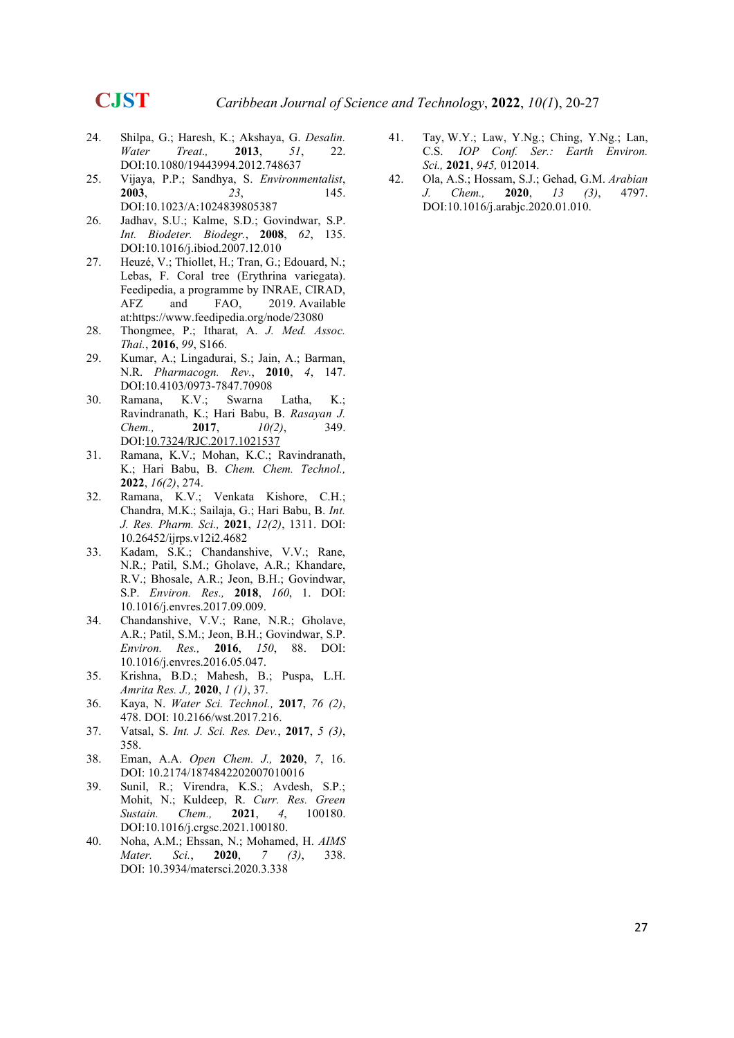24. Shilpa, G.; Haresh, K.; Akshaya, G. *Desalin. Water Treat.*, **2013**, *51*, 22. DOI:10.1080/19443994.2012.748637
25. Vijaya, P.P.; Sandhya, S. *Environmentalist*, **2003**, *23*, 145. DOI:10.1023/A:1024839805387
26. Jadhav, S.U.; Kalme, S.D.; Govindwar, S.P. *Int. Biodeter. Biodegr.*, **2008**, *62*, 135. DOI:10.1016/j.ibiod.2007.12.010
27. Heuzé, V.; Thiollet, H.; Tran, G.; Edouard, N.; Lebas, F. Coral tree (Erythrina variegata). Feedipedia, a programme by INRAE, CIRAD, AFZ and FAO, 2019. Available at:https://www.feedipedia.org/node/23080
28. Thongmee, P.; Itharat, A. *J. Med. Assoc. Thai.*, **2016**, *99*, S166.
29. Kumar, A.; Lingadurai, S.; Jain, A.; Barman, N.R. *Pharmacogn. Rev.*, **2010**, *4*, 147. DOI:10.4103/0973-7847.70908
30. Ramana, K.V.; Swarna Latha, K.; Ravindranath, K.; Hari Babu, B. *Rasayan J. Chem.*, **2017**, *10(2)*, 349. DOI:10.7324/RJC.2017.1021537
31. Ramana, K.V.; Mohan, K.C.; Ravindranath, K.; Hari Babu, B. *Chem. Chem. Technol.*, **2022**, *16(2)*, 274.
32. Ramana, K.V.; Venkata Kishore, C.H.; Chandra, M.K.; Sailaja, G.; Hari Babu, B. *Int. J. Res. Pharm. Sci.*, **2021**, *12(2)*, 1311. DOI: 10.26452/ijrps.v12i2.4682
33. Kadam, S.K.; Chandanshive, V.V.; Rane, N.R.; Patil, S.M.; Gholave, A.R.; Khandare, R.V.; Bhosale, A.R.; Jeon, B.H.; Govindwar, S.P. *Environ. Res.*, **2018**, *160*, 1. DOI: 10.1016/j.envres.2017.09.009.
34. Chandanshive, V.V.; Rane, N.R.; Gholave, A.R.; Patil, S.M.; Jeon, B.H.; Govindwar, S.P. *Environ. Res.*, **2016**, *150*, 88. DOI: 10.1016/j.envres.2016.05.047.
35. Krishna, B.D.; Mahesh, B.; Puspa, L.H. *Amrita Res. J.*, **2020**, *1 (1)*, 37.
36. Kaya, N. *Water Sci. Technol.*, **2017**, *76 (2)*, 478. DOI: 10.2166/wst.2017.216.
37. Vatsal, S. *Int. J. Sci. Res. Dev.*, **2017**, *5 (3)*, 358.
38. Eman, A.A. *Open Chem. J.*, **2020**, *7*, 16. DOI: 10.2174/1874842202007010016
39. Sunil, R.; Virendra, K.S.; Avdesh, S.P.; Mohit, N.; Kuldeep, R. *Curr. Res. Green Sustain. Chem.*, **2021**, *4*, 100180. DOI:10.1016/j.crgsc.2021.100180.
40. Noha, A.M.; Ehssan, N.; Mohamed, H. *AIMS Mater. Sci.*, **2020**, *7 (3)*, 338. DOI: 10.3934/matersci.2020.3.338
41. Tay, W.Y.; Law, Y.Ng.; Ching, Y.Ng.; Lan, C.S. *IOP Conf. Ser.: Earth Environ. Sci.*, **2021**, *945,* 012014.
42. Ola, A.S.; Hossam, S.J.; Gehad, G.M. *Arabian J. Chem.*, **2020**, *13 (3)*, 4797. DOI:10.1016/j.arabjc.2020.01.010.